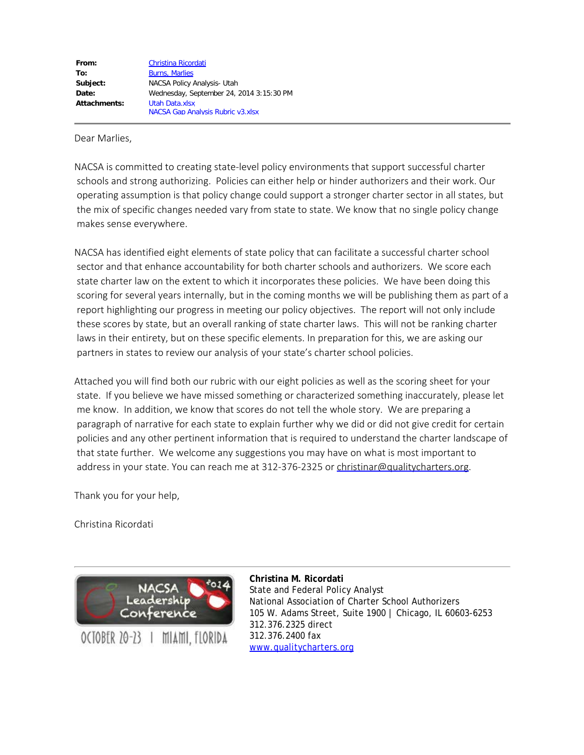| | |
|---|---|
| **From:** | Christina Ricordati |
| **To:** | Burns, Marlies |
| **Subject:** | NACSA Policy Analysis- Utah |
| **Date:** | Wednesday, September 24, 2014 3:15:30 PM |
| **Attachments:** | Utah Data.xlsx<br>NACSA Gap Analysis Rubric v3.xlsx |

Dear Marlies,

NACSA is committed to creating state-level policy environments that support successful charter schools and strong authorizing. Policies can either help or hinder authorizers and their work. Our operating assumption is that policy change could support a stronger charter sector in all states, but the mix of specific changes needed vary from state to state. We know that no single policy change makes sense everywhere.

NACSA has identified eight elements of state policy that can facilitate a successful charter school sector and that enhance accountability for both charter schools and authorizers. We score each state charter law on the extent to which it incorporates these policies. We have been doing this scoring for several years internally, but in the coming months we will be publishing them as part of a report highlighting our progress in meeting our policy objectives. The report will not only include these scores by state, but an overall ranking of state charter laws. This will not be ranking charter laws in their entirety, but on these specific elements. In preparation for this, we are asking our partners in states to review our analysis of your state's charter school policies.

Attached you will find both our rubric with our eight policies as well as the scoring sheet for your state. If you believe we have missed something or characterized something inaccurately, please let me know. In addition, we know that scores do not tell the whole story. We are preparing a paragraph of narrative for each state to explain further why we did or did not give credit for certain policies and any other pertinent information that is required to understand the charter landscape of that state further. We welcome any suggestions you may have on what is most important to address in your state. You can reach me at 312-376-2325 or christinar@qualitycharters.org.

Thank you for your help,

Christina Ricordati

NACSA Leadership Conference 2014
OCTOBER 20-23 | MIAMI, FLORIDA

**Christina M. Ricordati**
State and Federal Policy Analyst
National Association of Charter School Authorizers
105 W. Adams Street, Suite 1900 | Chicago, IL 60603-6253
312.376.2325 direct
312.376.2400 fax
www.qualitycharters.org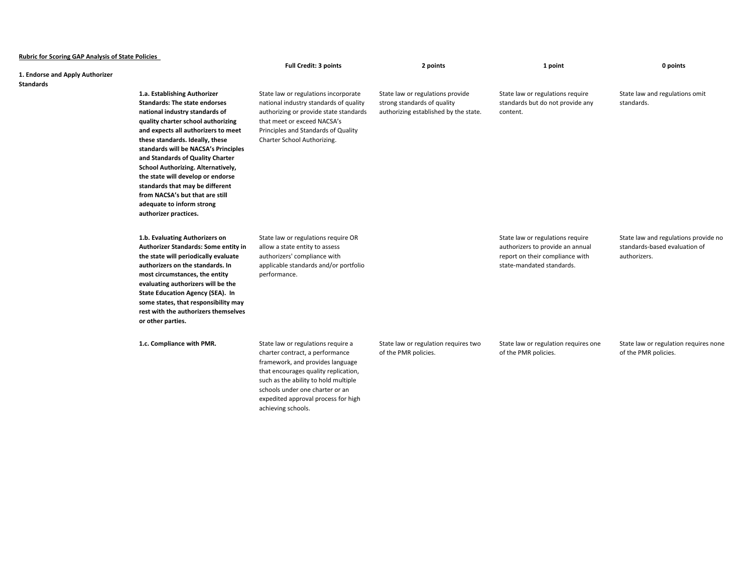**Rubric for Scoring GAP Analysis of State Policies**

| | | Full Credit: 3 points | 2 points | 1 point | 0 points |
|---|---|---|---|---|---|
| **1. Endorse and Apply Authorizer Standards** | | | | | |
| | **1.a. Establishing Authorizer Standards: The state endorses national industry standards of quality charter school authorizing and expects all authorizers to meet these standards. Ideally, these standards will be NACSA's Principles and Standards of Quality Charter School Authorizing. Alternatively, the state will develop or endorse standards that may be different from NACSA's but that are still adequate to inform strong authorizer practices.** | State law or regulations incorporate national industry standards of quality authorizing or provide state standards that meet or exceed NACSA's Principles and Standards of Quality Charter School Authorizing. | State law or regulations provide strong standards of quality authorizing established by the state. | State law or regulations require standards but do not provide any content. | State law and regulations omit standards. |
| | **1.b. Evaluating Authorizers on Authorizer Standards: Some entity in the state will periodically evaluate authorizers on the standards. In most circumstances, the entity evaluating authorizers will be the State Education Agency (SEA). In some states, that responsibility may rest with the authorizers themselves or other parties.** | State law or regulations require OR allow a state entity to assess authorizers' compliance with applicable standards and/or portfolio performance. | | State law or regulations require authorizers to provide an annual report on their compliance with state-mandated standards. | State law and regulations provide no standards-based evaluation of authorizers. |
| | **1.c. Compliance with PMR.** | State law or regulations require a charter contract, a performance framework, and provides language that encourages quality replication, such as the ability to hold multiple schools under one charter or an expedited approval process for high achieving schools. | State law or regulation requires two of the PMR policies. | State law or regulation requires one of the PMR policies. | State law or regulation requires none of the PMR policies. |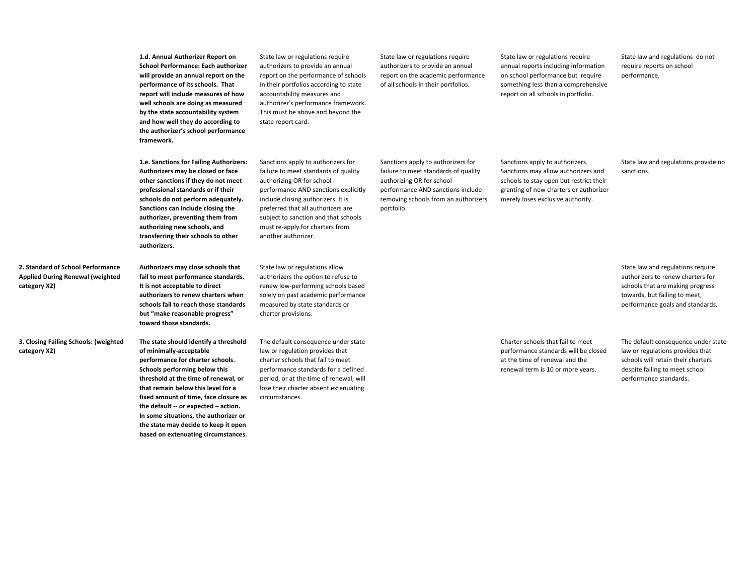| | | | | | |
|---|---|---|---|---|---|
| | **1.d. Annual Authorizer Report on School Performance: Each authorizer will provide an annual report on the performance of its schools. That report will include measures of how well schools are doing as measured by the state accountability system and how well they do according to the authorizer's school performance framework.** | State law or regulations require authorizers to provide an annual report on the performance of schools in their portfolios according to state accountability measures and authorizer's performance framework. This must be above and beyond the state report card. | State law or regulations require authorizers to provide an annual report on the academic performance of all schools in their portfolios. | State law or regulations require annual reports including information on school performance but require something less than a comprehensive report on all schools in portfolio. | State law and regulations do not require reports on school performance. |
| | **1.e. Sanctions for Failing Authorizers: Authorizers may be closed or face other sanctions if they do not meet professional standards or if their schools do not perform adequately. Sanctions can include closing the authorizer, preventing them from authorizing new schools, and transferring their schools to other authorizers.** | Sanctions apply to authorizers for failure to meet standards of quality authorizing OR for school performance AND sanctions explicitly include closing authorizers. It is preferred that all authorizers are subject to sanction and that schools must re-apply for charters from another authorizer. | Sanctions apply to authorizers for failure to meet standards of quality authorizing OR for school performance AND sanctions include removing schools from an authorizers portfolio. | Sanctions apply to authorizers. Sanctions may allow authorizers and schools to stay open but restrict their granting of new charters or authorizer merely loses exclusive authority. | State law and regulations provide no sanctions. |
| **2. Standard of School Performance Applied During Renewal (weighted category X2)** | **Authorizers may close schools that fail to meet performance standards. It is not acceptable to direct authorizers to renew charters when schools fail to reach those standards but "make reasonable progress" toward those standards.** | State law or regulations allow authorizers the option to refuse to renew low-performing schools based solely on past academic performance measured by state standards or charter provisions. | | | State law and regulations require authorizers to renew charters for schools that are making progress towards, but failing to meet, performance goals and standards. |
| **3. Closing Failing Schools: (weighted category X2)** | **The state should identify a threshold of minimally-acceptable performance for charter schools. Schools performing below this threshold at the time of renewal, or that remain below this level for a fixed amount of time, face closure as the default -- or expected – action. In some situations, the authorizer or the state may decide to keep it open based on extenuating circumstances.** | The default consequence under state law or regulation provides that charter schools that fail to meet performance standards for a defined period, or at the time of renewal, will lose their charter absent extenuating circumstances. | | Charter schools that fail to meet performance standards will be closed at the time of renewal and the renewal term is 10 or more years. | The default consequence under state law or regulations provides that schools will retain their charters despite failing to meet school performance standards. |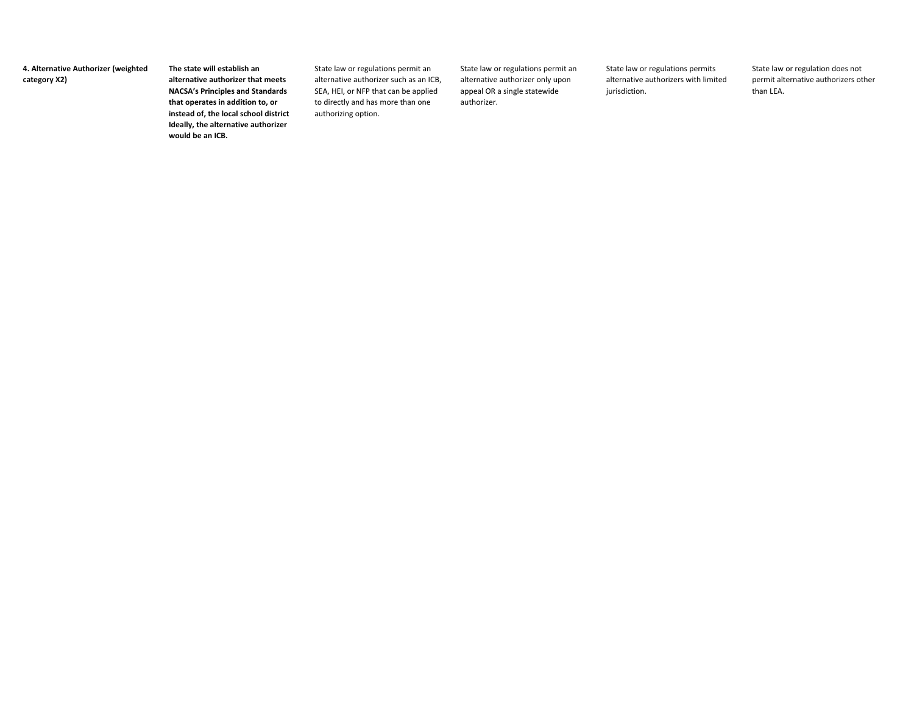| **4. Alternative Authorizer (weighted category X2)** | **The state will establish an alternative authorizer that meets NACSA's Principles and Standards that operates in addition to, or instead of, the local school district Ideally, the alternative authorizer would be an ICB.** | State law or regulations permit an alternative authorizer such as an ICB, SEA, HEI, or NFP that can be applied to directly and has more than one authorizing option. | State law or regulations permit an alternative authorizer only upon appeal OR a single statewide authorizer. | State law or regulations permits alternative authorizers with limited jurisdiction. | State law or regulation does not permit alternative authorizers other than LEA. |
|---|---|---|---|---|---|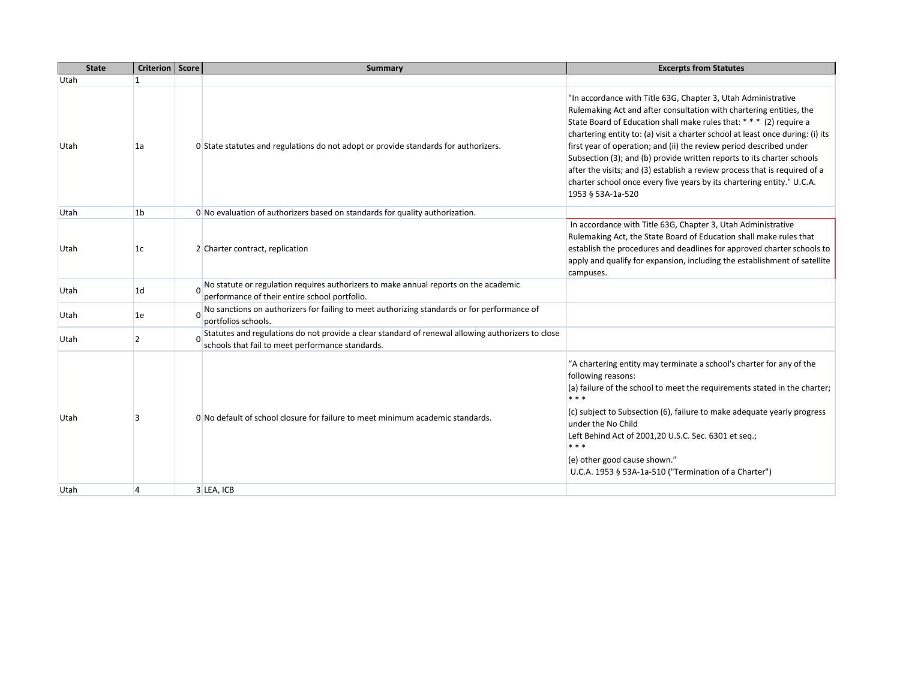| State | Criterion | Score | Summary | Excerpts from Statutes |
|---|---|---|---|---|
| Utah | 1 | | | |
| Utah | 1a | 0 | State statutes and regulations do not adopt or provide standards for authorizers. | "In accordance with Title 63G, Chapter 3, Utah Administrative Rulemaking Act and after consultation with chartering entities, the State Board of Education shall make rules that: * * * (2) require a chartering entity to: (a) visit a charter school at least once during: (i) its first year of operation; and (ii) the review period described under Subsection (3); and (b) provide written reports to its charter schools after the visits; and (3) establish a review process that is required of a charter school once every five years by its chartering entity." U.C.A. 1953 § 53A-1a-520 |
| Utah | 1b | 0 | No evaluation of authorizers based on standards for quality authorization. | |
| Utah | 1c | 2 | Charter contract, replication | In accordance with Title 63G, Chapter 3, Utah Administrative Rulemaking Act, the State Board of Education shall make rules that establish the procedures and deadlines for approved charter schools to apply and qualify for expansion, including the establishment of satellite campuses. |
| Utah | 1d | 0 | No statute or regulation requires authorizers to make annual reports on the academic performance of their entire school portfolio. | |
| Utah | 1e | 0 | No sanctions on authorizers for failing to meet authorizing standards or for performance of portfolios schools. | |
| Utah | 2 | 0 | Statutes and regulations do not provide a clear standard of renewal allowing authorizers to close schools that fail to meet performance standards. | |
| Utah | 3 | 0 | No default of school closure for failure to meet minimum academic standards. | "A chartering entity may terminate a school's charter for any of the following reasons:<br>(a) failure of the school to meet the requirements stated in the charter;<br>* * *<br>(c) subject to Subsection (6), failure to make adequate yearly progress under the No Child Left Behind Act of 2001,20 U.S.C. Sec. 6301 et seq.;<br>* * *<br>(e) other good cause shown."<br>U.C.A. 1953 § 53A-1a-510 ("Termination of a Charter") |
| Utah | 4 | 3 | LEA, ICB | |